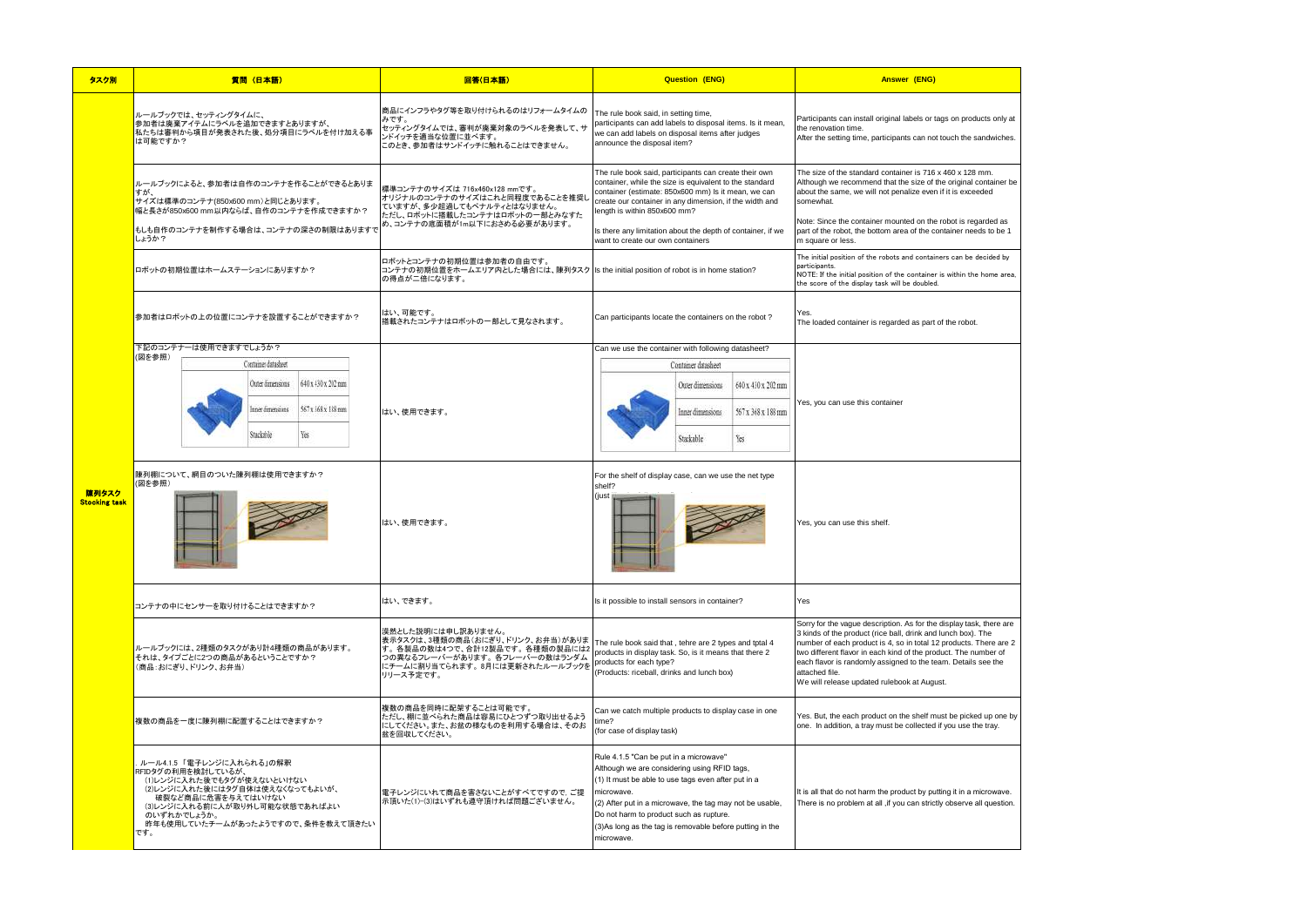| タスク別 | 質問（日本語） | 回答(日本語) | Question (ENG) | Answer (ENG) |
|---|---|---|---|---|
| 陳列タスク Stocking task | ルールブックでは、セッティングタイムに、参加者は廃棄アイテムにラベルを追加できますとありますが、私たちは審判から項目が発表された後、処分項目にラベルを付け加える事は可能ですか？ | 商品にインフラやタグ等を取り付けられるのはリフォームタイムのみです。<br>セッティングタイムでは、審判が廃棄対象のラベルを発表して、サンドイッチを適当な位置に並べます。<br>このとき、参加者はサンドイッチに触れることはできません。 | The rule book said, in setting time, participants can add labels to disposal items. Is it mean, we can add labels on disposal items after judges announce the disposal item? | Participants can install original labels or tags on products only at the renovation time.<br>After the setting time, participants can not touch the sandwiches. |
| | ルールブックによると、参加者は自作のコンテナを作ることができるとありますが、<br>サイズは標準のコンテナ(850x600 mm）と同じとあります。<br>幅と長さが850x600 mm以内ならば、自作のコンテナを作成できますか？<br><br>もしも自作のコンテナを制作する場合は、コンテナの深さの制限はありますでしょうか？ | 標準コンテナのサイズは 716x460x128 mmです。<br>オリジナルのコンテナのサイズはこれと同程度であることを推奨していますが、多少超過してもペナルティとはなりません。<br>ただし、ロボットに搭載したコンテナはロボットの一部とみなすため、コンテナの底面積が1m以下におさめる必要があります。 | The rule book said, participants can create their own container, while the size is equivalent to the standard container (estimate: 850x600 mm) Is it mean, we can create our container in any dimension, if the width and length is within 850x600 mm?<br><br>Is there any limitation about the depth of container, if we want to create our own containers | The size of the standard container is 716 x 460 x 128 mm. Although we recommend that the size of the original container be about the same, we will not penalize even if it is exceeded somewhat.<br><br>Note: Since the container mounted on the robot is regarded as part of the robot, the bottom area of the container needs to be 1 m square or less. |
| | ロボットの初期位置はホームステーションにありますか？ | ロボットとコンテナの初期位置は参加者の自由です。<br>コンテナの初期位置をホームエリア内とした場合には、陳列タスクの得点が二倍になります。 | Is the initial position of robot is in home station? | The initial position of the robots and containers can be decided by participants.<br>NOTE: If the initial position of the container is within the home area, the score of the display task will be doubled. |
| | 参加者はロボットの上の位置にコンテナを設置することができますか？ | はい、可能です。<br>搭載されたコンテナはロボットの一部として見なされます。 | Can participants locate the containers on the robot？ | Yes.<br>The loaded container is regarded as part of the robot. |
| | 下記のコンテナーは使用できますでしょうか？<br>(図を参照)<br>Container datasheet<br>Outer dimensions: 640 x 430 x 202 mm<br>Inner dimensions: 567 x 368 x 188 mm<br>Stackable: Yes | はい、使用できます。 | Can we use the container with following datasheet?<br>Container datasheet<br>Outer dimensions: 640 x 430 x 202 mm<br>Inner dimensions: 567 x 368 x 188 mm<br>Stackable: Yes | Yes, you can use this container |
| | 陳列棚について、網目のついた陳列棚は使用できますか？<br>(図を参照) | はい、使用できます。 | For the shelf of display case, can we use the net type shelf?<br>(just | Yes, you can use this shelf. |
| | コンテナの中にセンサーを取り付けることはできますか？ | はい、できます。 | Is it possible to install sensors in container? | Yes |
| | ルールブックには、2種類のタスクがあり計4種類の商品があります。<br>それは、タイプごとに2つの商品があるということですか？<br>(商品:おにぎり、ドリンク、お弁当) | 漠然とした説明には申し訳ありません。<br>表示タスクは、3種類の商品（おにぎり、ドリンク、お弁当）があります。各製品の数は4つで、合計12製品です。各種類の製品には2つの異なるフレーバーがあります。各フレーバーの数はランダムにチームに割り当てられます。8月には更新されたルールブックをリリース予定です。 | The rule book said that , tehre are 2 types and tptal 4 products in display task. So, is it means that there 2 products for each type?<br>(Products: riceball, drinks and lunch box) | Sorry for the vague description. As for the display task, there are 3 kinds of the product (rice ball, drink and lunch box). The number of each product is 4, so in total 12 products. There are 2 two different flavor in each kind of the product. The number of each flavor is randomly assigned to the team. Details see the attached file.<br>We will release updated rulebook at August. |
| | 複数の商品を一度に陳列棚に配置することはできますか？ | 複数の商品を同時に配架することは可能です。<br>ただし、棚に並べられた商品は容易にひとつずつ取り出せるようにしてください。また、お盆の様なものを利用する場合は、そのお盆を回収してください。 | Can we catch multiple products to display case in one time?<br>(for case of display task) | Yes. But, the each product on the shelf must be picked up one by one. In addition, a tray must be collected if you use the tray. |
| | . ルール4.1.5 「電子レンジに入れられる」の解釈<br>RFIDタグの利用を検討しているが、<br>(1)レンジに入れた後でもタグが使えないといけない<br>(2)レンジに入れた後にはタグ自体は使えなくなってもよいが、破裂など商品に危害を与えてはいけない<br>(3)レンジに入れる前に人が取り外し可能な状態であればよい<br>のいずれかでしょうか。<br>昨年も使用していたチームがあったようですので、条件を教えて頂きたいです。 | 電子レンジにいれて商品を害さないことがすべてですので、ご提示頂いた(1)-(3)はいずれも遵守頂ければ問題ございません。 | Rule 4.1.5 "Can be put in a microwave"<br>Although we are considering using RFID tags,<br>(1) It must be able to use tags even after put in a microwave.<br>(2) After put in a microwave, the tag may not be usable, Do not harm to product such as rupture.<br>(3)As long as the tag is removable before putting in the microwave. | It is all that do not harm the product by putting it in a microwave. There is no problem at all ,if you can strictly observe all question. |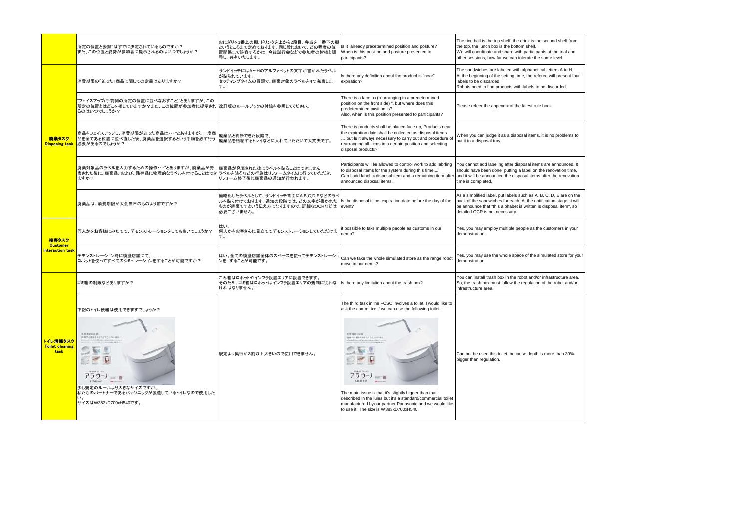| | | | | |
|---|---|---|---|---|
| | 所定の位置と姿勢"はすでに決定されているものですか？<br>また、この位置と姿勢が参加者に提示されるのはいつでしょうか？ | おにぎりを1番上の棚，ドリンクを上から2段目，弁当を一番下の棚というところまで定めております．同じ段において，どの程度の位置関係まで許容するかは，今後試行会などで参加者の皆様と調整し，共有いたします。 | Is it already predetermined position and posture?<br>When is this position and posture presented to participants? | The rice ball is the top shelf, the drink is the second shelf from the top, the lunch box is the bottom shelf.<br>We will coordinate and share with participants at the trial and other sessions, how far we can tolerate the same level. |
| 廃棄タスク<br>Disposing task | 消費期限の「迫った」商品に関しての定義はありますか？ | サンドイッチにはA〜Hのアルファベットの文字が書かれたラベルが貼られています。<br>セッティングタイムの冒頭で、廃棄対象のラベルを4つ発表します。 | Is there any definition about the product is "near" expiration? | The sandwiches are labeled with alphabetical letters A to H.<br>At the beginning of the setting time, the referee will present four labels to be discarded.<br>Robots need to find products with labels to be discarded. |
| | "フェイスアップ(手前側の所定の位置に並べなおすこと)"とありますが、この所定の位置とはどこを指していますか？また、この位置が参加者に提示されるのはいつでしょうか？ | 改訂版のルールブックの付録を参照してください。 | There is a face up (rearranging in a predetermined position on the front side) ", but where does this predetermined position is?<br>Also, when is this position presented to participants? | Please refeer the appendix of the latest rule book. |
| | 商品をフェイスアップし、消費期限が迫った商品は・・・"とありますが、一度商品を全てある位置に並べ直した後、廃棄品を選択するという手順を必ず行う必要があるのでしょうか？ | 廃棄品と判断できた段階で、<br>廃棄品を格納するトレイなどに入れていただいて大丈夫です。 | There is products shall be placed face up, Products near the expiration date shall be collected as disposal items ....but Is it always necessary to carry out and procedure of rearranging all items in a certain position and selecting disposal products? | When you can judge it as a disposal items, it is no problems to put it in a disposal tray. |
| | 廃棄対象品のラベルを入力するための操作・・・"とありますが、廃棄品が発表された後に、廃棄品、および、残存品に物理的なラベルを付けることはできますか？ | 廃棄品が発表された後にラベルを貼ることはできません。<br>ラベルを貼るなどの行為はリフォームタイムに行っていただき、リフォーム終了後に廃棄品の通知が行われます。 | Participants will be allowed to control work to add labrling to disposal items for the system during this time....<br>Can I add label to disposal item and a remaining item after announced disposal items. | You cannot add labeling after disposal items are announced. It should have been done putting a label on the renovation time, and it will be announced the disposal items after the renovation time is completed, |
| | 廃棄品は、消費期限が大会当日のものより前ですか？ | 簡略化したラベルとして、サンドイッチ背面にA,B,C,D,Eなどのラベルを貼り付けております。通知の段階では，どの文字が書かれたものが廃棄ですという伝え方になりますので、詳細なOCRなどは必要ございません。 | Is the disposal items expiration date before the day of the event? | As a simplified label, put labels such as A, B, C, D, E are on the back of the sandwiches for each. At the notification stage, it will be announce that "this alphabet is written is disposal item", so detailed OCR is not necessary. |
| 接客タスク<br>Customer interaction task | 何人かをお客様にみたてて、デモンストレーションをしても良いでしょうか？ | はい。<br>何人かをお客さんに見立ててデモンストレーションしていただけます。 | it possible to take multiple people as customs in our demo? | Yes, you may employ multiple people as the customers in your demonstration. |
| | デモンストレーション時に模擬店舗にて、<br>ロボットを使ってすべてのシミュレーションをすることが可能ですか？ | はい。全ての模擬店舗全体のスペースを使ってデモンストレーションを することが可能です。 | Can we take the whole simulated store as the range robot move in our demo? | Yes, you may use the whole space of the simulated store for your demonstration. |
| トイレ清掃タスク<br>Toilet cleaning task | ゴミ箱の制限などありますか？ | ごみ箱はロボットやインフラ設置エリアに設置できます。<br>そのため、ゴミ箱はロボットはインフラ設置エリアの規制に従わなければなりません。 | Is there any limitation about the trash box? | You can install trash box in the robot and/or infrastructure area. So, the trash box must follow the regulation of the robot and/or infrastructure area. |
| | 下記のトイレ便器は使用できますでしょうか？<br><br>少し規定のルールより大きなサイズですが、<br>私たちのパートナーであるパナソニックが製造しているトイレなので使用したい。<br>サイズはW383xD700xH540です。 | 規定より奥行が3割以上大きいので使用できません。 | The third task in the FCSC involves a toilet. I would like to ask the committee if we can use the following toilet.<br><br>The main issue is that it's slightly bigger than that described in the rules but it's a standard/commercial toilet manufactured by our partner Panasonic and we would like to use it. The size is W383xD700xH540. | Can not be used this toilet, because depth is more than 30% bigger than regulation. |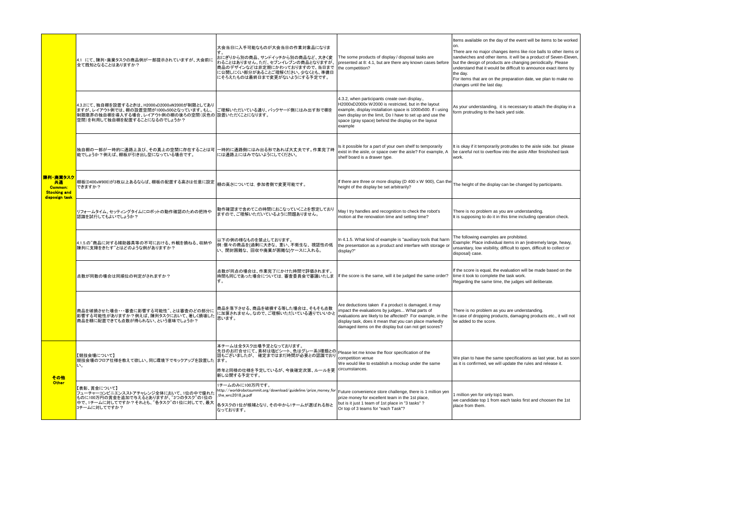| | | | | |
|---|---|---|---|---|
| 陳列・廃棄タスク共通<br>Common: Stocking and disposign task | 4.1 にて、陳列・廃棄タスクの商品例が一部提示されていますが、大会前に全て既知となることはありますか? | 大会当日に入手可能なものが大会当日の作業対象品になります。<br>おにぎりから別の商品、サンドイッチから別の商品など、大きく変わることはありません。ただ、セブンイレブンの商品となりますが、商品のデザインなどは非定期にかわっておりますので、当日までに公開しにくい部分があることご理解ください。少なくとも、準備日にそろえたものは最終日まで変更がないようにする予定です。 | The some products of display / disposal tasks are presented at 8: 4.1, but are there any known cases before the competition? | Items available on the day of the event will be items to be worked on.<br>There are no major changes items like rice balls to other items or sandwiches and other items. it will be a product of Seven-Eleven, but the design of products are changing periodically. Please understand that it would be difficult to announce exact items by the day.<br>For items that are on the preparation date, we plan to make no changes until the last day. |
| | 4.3.2にて、独自棚を設置するときは、H2000xD2000xW2000が制限としてありますが、レイアウト例では、棚の設置空間が1000x500となっています。もし、制限限界の独自棚を導入する場合、レイアウト例の棚の後ろの空間(灰色の空間)を利用して独自棚を配置することになるのでしょうか? | ご理解いただいている通り、バックヤード側にはみ出す形で棚を設置いただくことになります。 | 4.3.2, when participants create own display., H2000xD2000x W2000 is restricted, but in the layout example, display installation space is 1000x500. If i using own display on the limit, Do I have to set up and use the space (gray space) behind the display on the layout example | As your understanding, it is necessary to attach the display in a form protruding to the back yard side. |
| | 独自棚の一部が一時的に通路上及び、その真上の空間に存在することは可能でしょうか?例えば、棚板が引き出し型になっている場合です。 | 一時的に通路側にはみ出る形であれば大丈夫です。作業完了時には通路上にはみでないようにしてください。 | Is it possible for a part of your own shelf to temporarily exist in the aisle, or space over the aisle? For example, A shelf board is a drawer type. | It is okay if it temporarily protrudes to the aisle side. but please be careful not to overflow into the aisle After finishished task work. |
| | 棚板(D400xW900)が3枚以上あるならば、棚板の配置する高さは任意に設定できますか? | 棚の高さについては、参加者側で変更可能です。 | If there are three or more display (D 400 x W 900), Can the height of the display be set arbitrarily? | The height of the display can be changed by participants. |
| | リフォームタイム、セッティングタイムにロボットの動作確認のための把持や認識を試行してもよいでしょうか? | 動作確認まで含めてこの時間におこなっていくことを想定しておりますので、ご理解いただいているように問題ありません。 | May I try handles and recognition to check the robot's motion at the renovation time and setting time? | There is no problem as you are understanding.<br>It is supposing to do it in this time including operation check. |
| | 4.1.5.の"商品に対する補助器具等の不可における、外観を損ねる、収納や陳列に支障をきたす"とはどのような例がありますか? | 以下の例の様なものを禁止しております。<br>例:個々の商品を{過剰に大きな、重い、不衛生な、視認性の低い、開封困難な、回収や廃棄が困難な}ケースに入れる。 | In 4.1.5. What kind of example is "auxiliary tools that harm the presentation as a product and interfare with storage or display?" | The following examples are prohibited.<br>Example: Place individual items in an {extremely large, heavy, unsanitary, low visibility, difficult to open, difficult to collect or disposal} case. |
| | 点数が同数の場合は同順位の判定がされますか? | 点数が同点の場合は、作業完了にかけた時間で評価されます。<br>時間も同じであった場合については、審査委員会で審議いたします。 | If the score is the same, will it be judged the same order? | If the score is equal, the evaluation will be made based on the time it took to complete the task work.<br>Regarding the same time, the judges will deliberate. |
| | 商品を破損させた場合・・・審査に影響する可能性"、とは審査のどの部分に影響する可能性がありますか?例えば、陳列タスクにおいて、著しく損壊した商品を棚に配置できても点数が得られない、という意味でしょうか? | 商品を落下させる、商品を破損する等した場合は、そもそも点数に加算されません。なので、ご理解いただいている通りでいいかと思います。 | Are deductions taken if a product is damaged, it may impact the evaluations by judges... What parts of evaluations are likely to be affected? For example, in the display task, does it mean that you can place markedly damaged items on the display but can not get scores? | There is no problem as you are understanding.<br>In case of dropping products, damaging products etc., it will not be added to the score. |
| その他<br>Other | 【競技会場について】<br>競技会場のフロア仕様を教えて欲しい。同じ環境下でモックアップを設置したい。 | 本チームは全タスク出場予定となっております。<br>先日のお打合せにて、素材は塩ビシート、色はグレー系3種類とのお話もございましたが、確定まではまだ時間が必要との認識でおります。<br><br>昨年と同様の仕様を予定しているが、今後確定次第、ルールを更新し公開する予定です。 | Please let me know the floor specification of the competition venue<br>We would like to establish a mockup under the same circumstances. | We plan to have the same specifications as last year, but as soon as it is confirmed, we will update the rules and release it. |
| | 【表彰、賞金について】<br>フューチャーコンビニエンスストアチャレンジ全体において、1位の中で優れたものに100万円の賞金を追加で与えるとありますが、"3つのタスク"の1位の中で、1チームに対してですか?それとも、"各タスク"の1位に対してで、最大3チームに対してですか? | 1チームのみに100万円です。<br>http://worldrobotsummit.org/download/guideline/prize_money_for_the_wrc2018_ja.pdf<br><br>各タスクの1位が候補となり、その中から1チームが選ばれる形となっております。 | Future convenience store challenge, there is 1 million yen prize money for excellent team in the 1st place,<br>but is it just 1 team of 1st place in "3 tasks" ?<br>Or top of 3 teams for "each Task"? | 1 million yen for only top1 team.<br>we candidate top 1 from each tasks first and choosen the 1st place from them. |